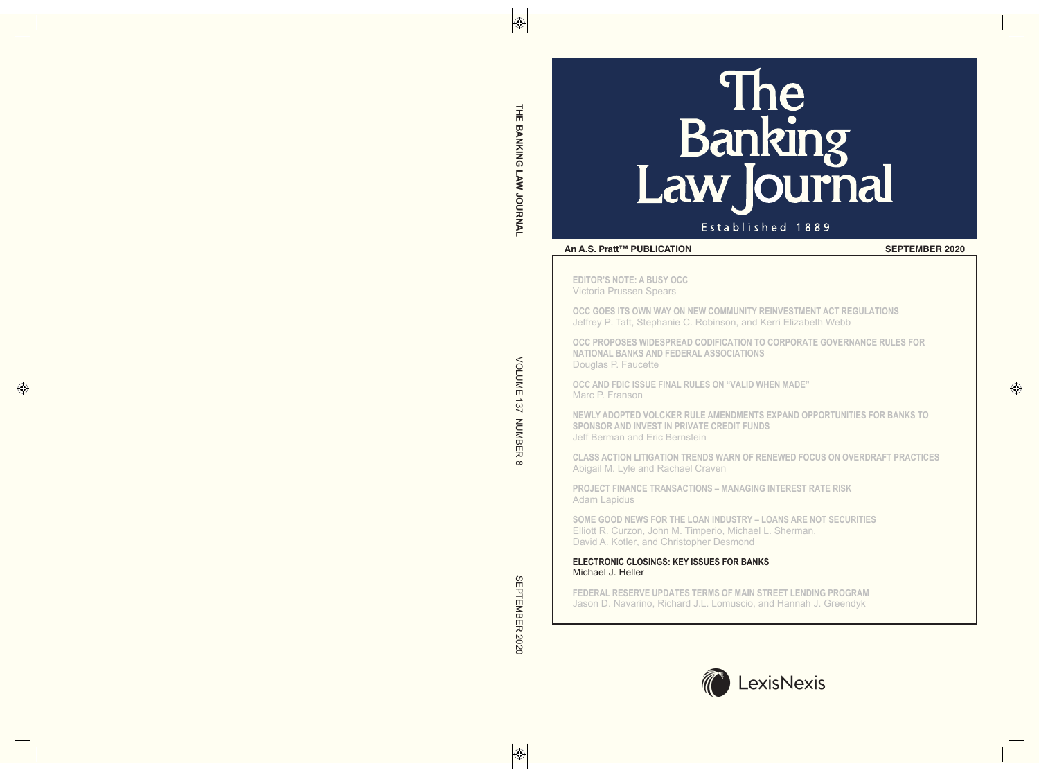# The Banking Law Journal

Established 1889

**An A.S. Pratt™ PUBLICATION** **SEPTEMBER 2020**

**EDITOR'S NOTE: A BUSY OCC**
Victoria Prussen Spears

**OCC GOES ITS OWN WAY ON NEW COMMUNITY REINVESTMENT ACT REGULATIONS**
Jeffrey P. Taft, Stephanie C. Robinson, and Kerri Elizabeth Webb

**OCC PROPOSES WIDESPREAD CODIFICATION TO CORPORATE GOVERNANCE RULES FOR NATIONAL BANKS AND FEDERAL ASSOCIATIONS**
Douglas P. Faucette

**OCC AND FDIC ISSUE FINAL RULES ON "VALID WHEN MADE"**
Marc P. Franson

**NEWLY ADOPTED VOLCKER RULE AMENDMENTS EXPAND OPPORTUNITIES FOR BANKS TO SPONSOR AND INVEST IN PRIVATE CREDIT FUNDS**
Jeff Berman and Eric Bernstein

**CLASS ACTION LITIGATION TRENDS WARN OF RENEWED FOCUS ON OVERDRAFT PRACTICES**
Abigail M. Lyle and Rachael Craven

**PROJECT FINANCE TRANSACTIONS – MANAGING INTEREST RATE RISK**
Adam Lapidus

**SOME GOOD NEWS FOR THE LOAN INDUSTRY – LOANS ARE NOT SECURITIES**
Elliott R. Curzon, John M. Timperio, Michael L. Sherman, David A. Kotler, and Christopher Desmond

**ELECTRONIC CLOSINGS: KEY ISSUES FOR BANKS**
Michael J. Heller

**FEDERAL RESERVE UPDATES TERMS OF MAIN STREET LENDING PROGRAM**
Jason D. Navarino, Richard J.L. Lomuscio, and Hannah J. Greendyk

LexisNexis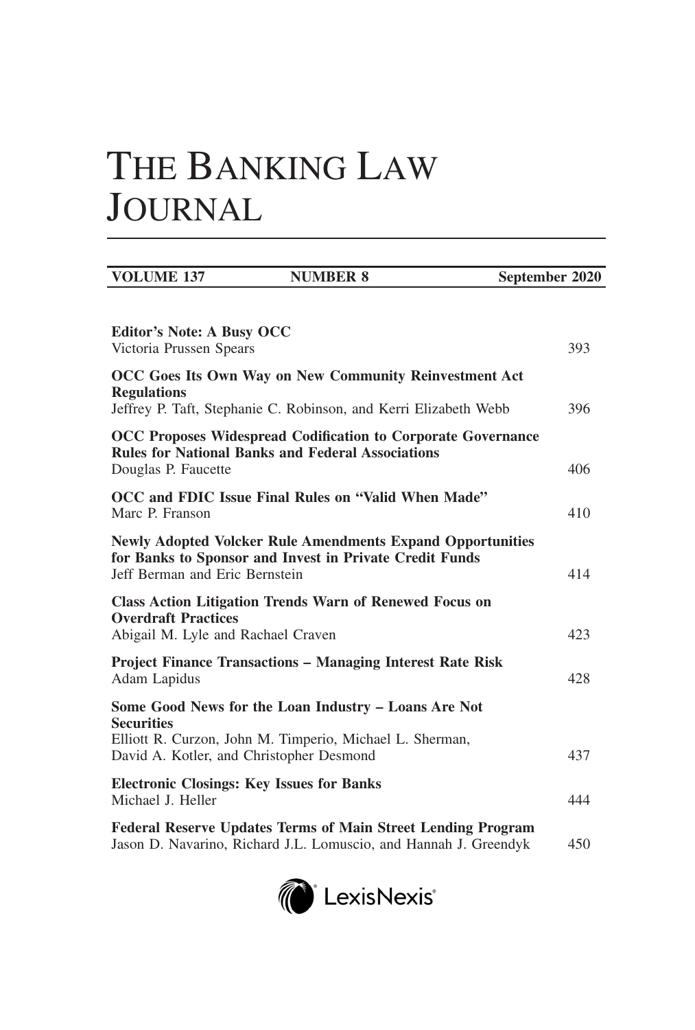# THE BANKING LAW JOURNAL

| VOLUME 137 | NUMBER 8 | September 2020 |
|---|---|---|

| | |
|---|---|
| **Editor's Note: A Busy OCC**<br>Victoria Prussen Spears | 393 |
| **OCC Goes Its Own Way on New Community Reinvestment Act Regulations**<br>Jeffrey P. Taft, Stephanie C. Robinson, and Kerri Elizabeth Webb | 396 |
| **OCC Proposes Widespread Codification to Corporate Governance Rules for National Banks and Federal Associations**<br>Douglas P. Faucette | 406 |
| **OCC and FDIC Issue Final Rules on "Valid When Made"**<br>Marc P. Franson | 410 |
| **Newly Adopted Volcker Rule Amendments Expand Opportunities for Banks to Sponsor and Invest in Private Credit Funds**<br>Jeff Berman and Eric Bernstein | 414 |
| **Class Action Litigation Trends Warn of Renewed Focus on Overdraft Practices**<br>Abigail M. Lyle and Rachael Craven | 423 |
| **Project Finance Transactions – Managing Interest Rate Risk**<br>Adam Lapidus | 428 |
| **Some Good News for the Loan Industry – Loans Are Not Securities**<br>Elliott R. Curzon, John M. Timperio, Michael L. Sherman, David A. Kotler, and Christopher Desmond | 437 |
| **Electronic Closings: Key Issues for Banks**<br>Michael J. Heller | 444 |
| **Federal Reserve Updates Terms of Main Street Lending Program**<br>Jason D. Navarino, Richard J.L. Lomuscio, and Hannah J. Greendyk | 450 |

LexisNexis®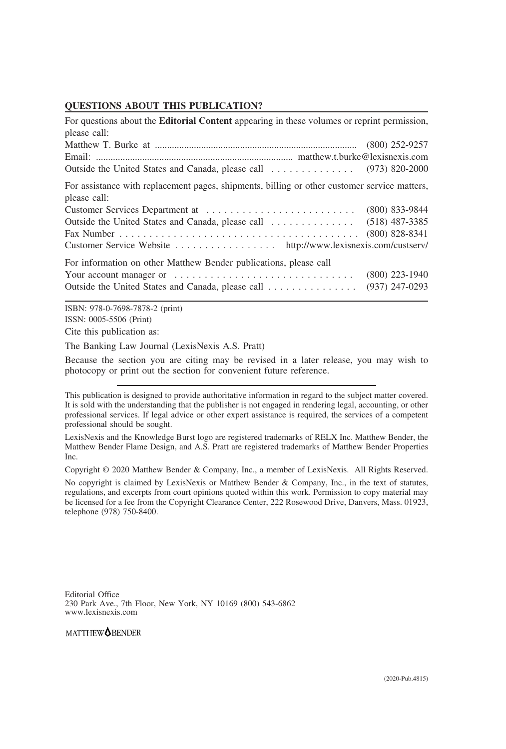## QUESTIONS ABOUT THIS PUBLICATION?

For questions about the **Editorial Content** appearing in these volumes or reprint permission, please call:

Matthew T. Burke at .................................................................................. (800) 252-9257
Email: .................................................................................. matthew.t.burke@lexisnexis.com
Outside the United States and Canada, please call . . . . . . . . . . . . . . (973) 820-2000

For assistance with replacement pages, shipments, billing or other customer service matters, please call:

Customer Services Department at . . . . . . . . . . . . . . . . . . . . . . . . . (800) 833-9844
Outside the United States and Canada, please call . . . . . . . . . . . . . . (518) 487-3385
Fax Number . . . . . . . . . . . . . . . . . . . . . . . . . . . . . . . . . . . . . . . . (800) 828-8341
Customer Service Website . . . . . . . . . . . . . . . . . http://www.lexisnexis.com/custserv/

For information on other Matthew Bender publications, please call

Your account manager or . . . . . . . . . . . . . . . . . . . . . . . . . . . . . . (800) 223-1940
Outside the United States and Canada, please call . . . . . . . . . . . . . . . (937) 247-0293

ISBN: 978-0-7698-7878-2 (print)
ISSN: 0005-5506 (Print)

Cite this publication as:

The Banking Law Journal (LexisNexis A.S. Pratt)

Because the section you are citing may be revised in a later release, you may wish to photocopy or print out the section for convenient future reference.

This publication is designed to provide authoritative information in regard to the subject matter covered. It is sold with the understanding that the publisher is not engaged in rendering legal, accounting, or other professional services. If legal advice or other expert assistance is required, the services of a competent professional should be sought.

LexisNexis and the Knowledge Burst logo are registered trademarks of RELX Inc. Matthew Bender, the Matthew Bender Flame Design, and A.S. Pratt are registered trademarks of Matthew Bender Properties Inc.

Copyright © 2020 Matthew Bender & Company, Inc., a member of LexisNexis. All Rights Reserved.

No copyright is claimed by LexisNexis or Matthew Bender & Company, Inc., in the text of statutes, regulations, and excerpts from court opinions quoted within this work. Permission to copy material may be licensed for a fee from the Copyright Clearance Center, 222 Rosewood Drive, Danvers, Mass. 01923, telephone (978) 750-8400.

Editorial Office
230 Park Ave., 7th Floor, New York, NY 10169 (800) 543-6862
www.lexisnexis.com

MATTHEW BENDER

(2020-Pub.4815)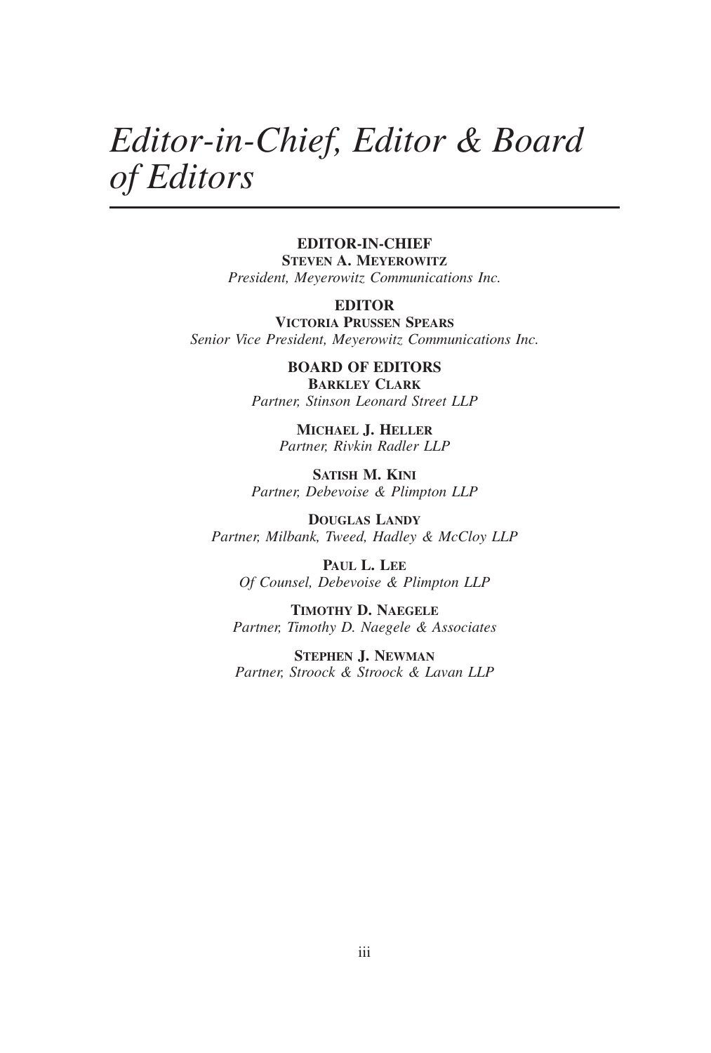# *Editor-in-Chief, Editor & Board of Editors*

**EDITOR-IN-CHIEF**
**STEVEN A. MEYEROWITZ**
*President, Meyerowitz Communications Inc.*

**EDITOR**
**VICTORIA PRUSSEN SPEARS**
*Senior Vice President, Meyerowitz Communications Inc.*

**BOARD OF EDITORS**

**BARKLEY CLARK**
*Partner, Stinson Leonard Street LLP*

**MICHAEL J. HELLER**
*Partner, Rivkin Radler LLP*

**SATISH M. KINI**
*Partner, Debevoise & Plimpton LLP*

**DOUGLAS LANDY**
*Partner, Milbank, Tweed, Hadley & McCloy LLP*

**PAUL L. LEE**
*Of Counsel, Debevoise & Plimpton LLP*

**TIMOTHY D. NAEGELE**
*Partner, Timothy D. Naegele & Associates*

**STEPHEN J. NEWMAN**
*Partner, Stroock & Stroock & Lavan LLP*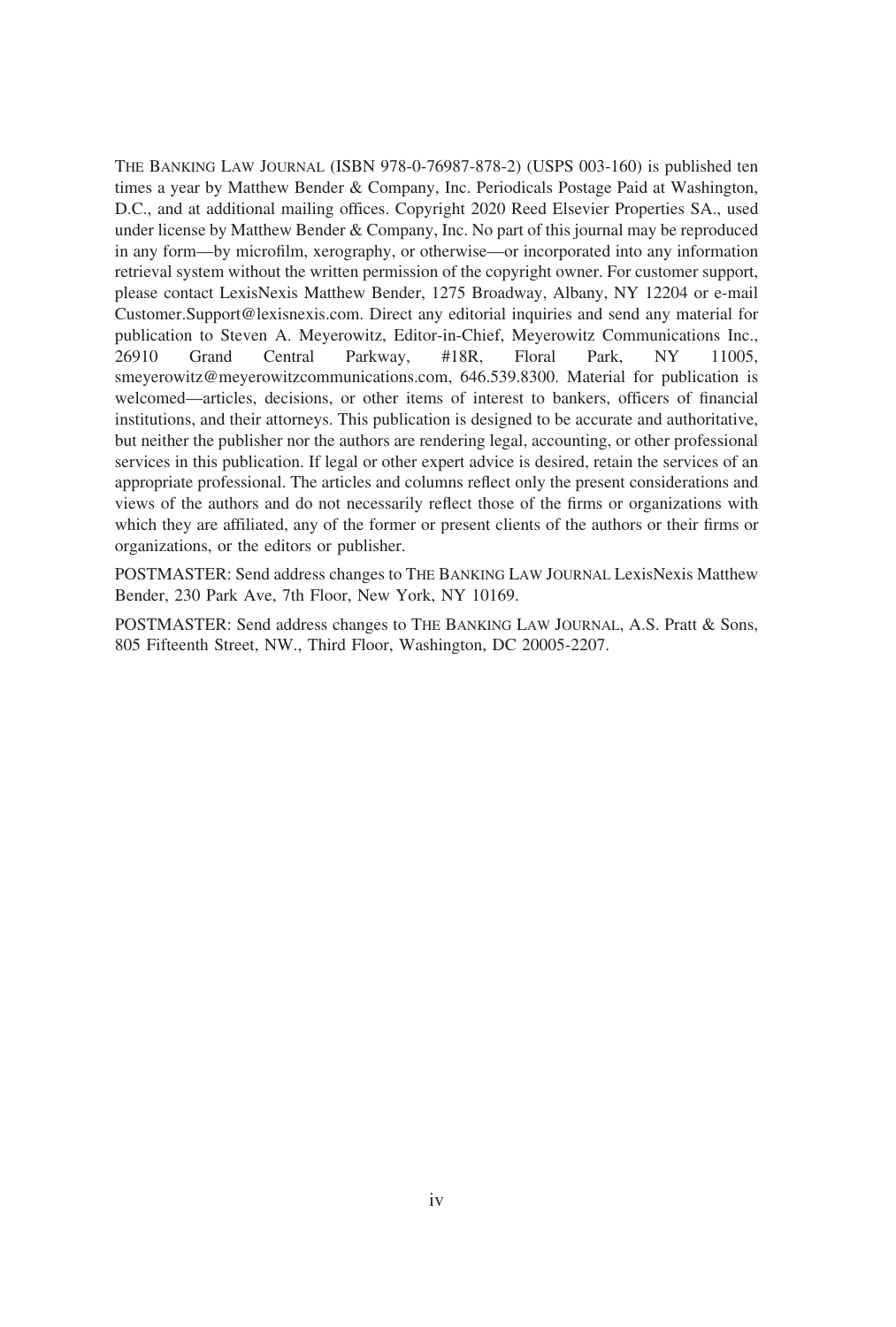THE BANKING LAW JOURNAL (ISBN 978-0-76987-878-2) (USPS 003-160) is published ten times a year by Matthew Bender & Company, Inc. Periodicals Postage Paid at Washington, D.C., and at additional mailing offices. Copyright 2020 Reed Elsevier Properties SA., used under license by Matthew Bender & Company, Inc. No part of this journal may be reproduced in any form—by microfilm, xerography, or otherwise—or incorporated into any information retrieval system without the written permission of the copyright owner. For customer support, please contact LexisNexis Matthew Bender, 1275 Broadway, Albany, NY 12204 or e-mail Customer.Support@lexisnexis.com. Direct any editorial inquiries and send any material for publication to Steven A. Meyerowitz, Editor-in-Chief, Meyerowitz Communications Inc., 26910 Grand Central Parkway, #18R, Floral Park, NY 11005, smeyerowitz@meyerowitzcommunications.com, 646.539.8300. Material for publication is welcomed—articles, decisions, or other items of interest to bankers, officers of financial institutions, and their attorneys. This publication is designed to be accurate and authoritative, but neither the publisher nor the authors are rendering legal, accounting, or other professional services in this publication. If legal or other expert advice is desired, retain the services of an appropriate professional. The articles and columns reflect only the present considerations and views of the authors and do not necessarily reflect those of the firms or organizations with which they are affiliated, any of the former or present clients of the authors or their firms or organizations, or the editors or publisher.

POSTMASTER: Send address changes to THE BANKING LAW JOURNAL LexisNexis Matthew Bender, 230 Park Ave, 7th Floor, New York, NY 10169.

POSTMASTER: Send address changes to THE BANKING LAW JOURNAL, A.S. Pratt & Sons, 805 Fifteenth Street, NW., Third Floor, Washington, DC 20005-2207.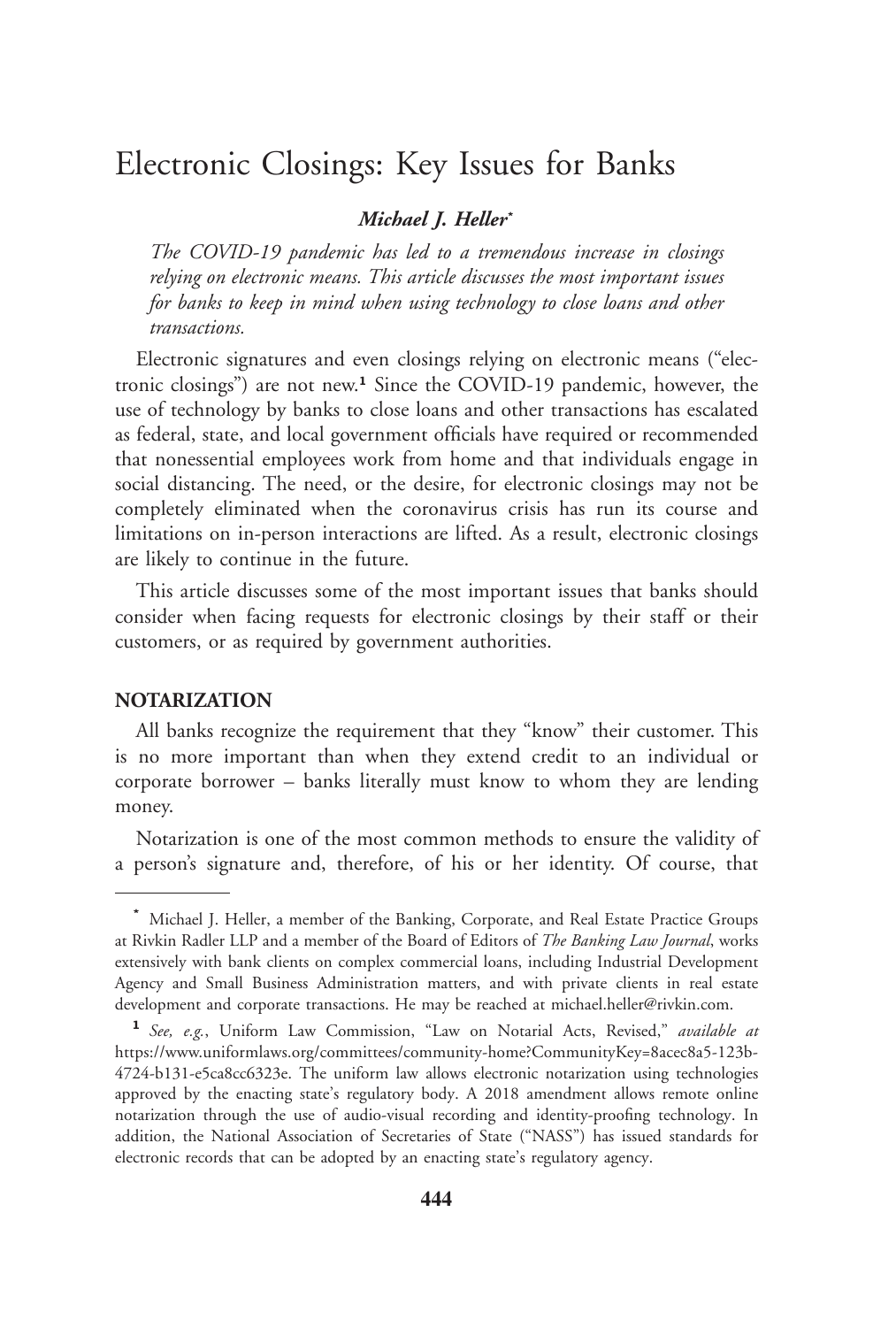# Electronic Closings: Key Issues for Banks

***Michael J. Heller***[*]

*The COVID-19 pandemic has led to a tremendous increase in closings relying on electronic means. This article discusses the most important issues for banks to keep in mind when using technology to close loans and other transactions.*

Electronic signatures and even closings relying on electronic means ("electronic closings") are not new.[1] Since the COVID-19 pandemic, however, the use of technology by banks to close loans and other transactions has escalated as federal, state, and local government officials have required or recommended that nonessential employees work from home and that individuals engage in social distancing. The need, or the desire, for electronic closings may not be completely eliminated when the coronavirus crisis has run its course and limitations on in-person interactions are lifted. As a result, electronic closings are likely to continue in the future.

This article discusses some of the most important issues that banks should consider when facing requests for electronic closings by their staff or their customers, or as required by government authorities.

## NOTARIZATION

All banks recognize the requirement that they "know" their customer. This is no more important than when they extend credit to an individual or corporate borrower – banks literally must know to whom they are lending money.

Notarization is one of the most common methods to ensure the validity of a person's signature and, therefore, of his or her identity. Of course, that

---

[*] Michael J. Heller, a member of the Banking, Corporate, and Real Estate Practice Groups at Rivkin Radler LLP and a member of the Board of Editors of *The Banking Law Journal*, works extensively with bank clients on complex commercial loans, including Industrial Development Agency and Small Business Administration matters, and with private clients in real estate development and corporate transactions. He may be reached at michael.heller@rivkin.com.

[1] *See, e.g.*, Uniform Law Commission, "Law on Notarial Acts, Revised," *available at* https://www.uniformlaws.org/committees/community-home?CommunityKey=8acec8a5-123b-4724-b131-e5ca8cc6323e. The uniform law allows electronic notarization using technologies approved by the enacting state's regulatory body. A 2018 amendment allows remote online notarization through the use of audio-visual recording and identity-proofing technology. In addition, the National Association of Secretaries of State ("NASS") has issued standards for electronic records that can be adopted by an enacting state's regulatory agency.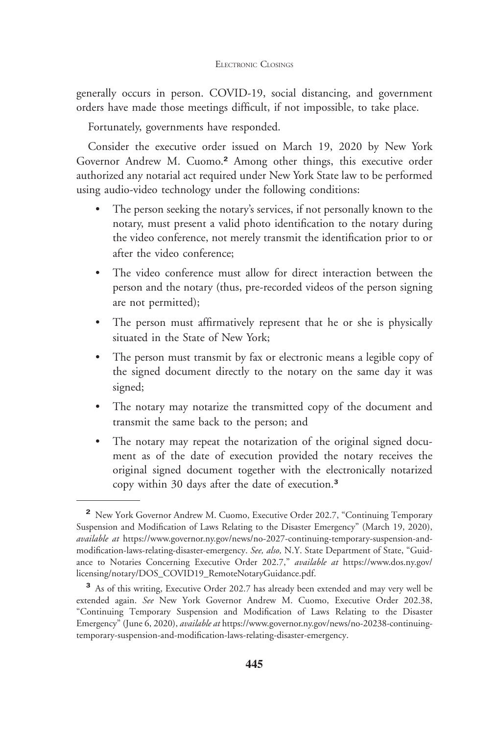generally occurs in person. COVID-19, social distancing, and government orders have made those meetings difficult, if not impossible, to take place.

Fortunately, governments have responded.

Consider the executive order issued on March 19, 2020 by New York Governor Andrew M. Cuomo.[2] Among other things, this executive order authorized any notarial act required under New York State law to be performed using audio-video technology under the following conditions:

- The person seeking the notary's services, if not personally known to the notary, must present a valid photo identification to the notary during the video conference, not merely transmit the identification prior to or after the video conference;
- The video conference must allow for direct interaction between the person and the notary (thus, pre-recorded videos of the person signing are not permitted);
- The person must affirmatively represent that he or she is physically situated in the State of New York;
- The person must transmit by fax or electronic means a legible copy of the signed document directly to the notary on the same day it was signed;
- The notary may notarize the transmitted copy of the document and transmit the same back to the person; and
- The notary may repeat the notarization of the original signed document as of the date of execution provided the notary receives the original signed document together with the electronically notarized copy within 30 days after the date of execution.[3]

---

[2] New York Governor Andrew M. Cuomo, Executive Order 202.7, "Continuing Temporary Suspension and Modification of Laws Relating to the Disaster Emergency" (March 19, 2020), *available at* https://www.governor.ny.gov/news/no-2027-continuing-temporary-suspension-and-modification-laws-relating-disaster-emergency. *See, also,* N.Y. State Department of State, "Guidance to Notaries Concerning Executive Order 202.7," *available at* https://www.dos.ny.gov/licensing/notary/DOS_COVID19_RemoteNotaryGuidance.pdf.

[3] As of this writing, Executive Order 202.7 has already been extended and may very well be extended again. *See* New York Governor Andrew M. Cuomo, Executive Order 202.38, "Continuing Temporary Suspension and Modification of Laws Relating to the Disaster Emergency" (June 6, 2020), *available at* https://www.governor.ny.gov/news/no-20238-continuing-temporary-suspension-and-modification-laws-relating-disaster-emergency.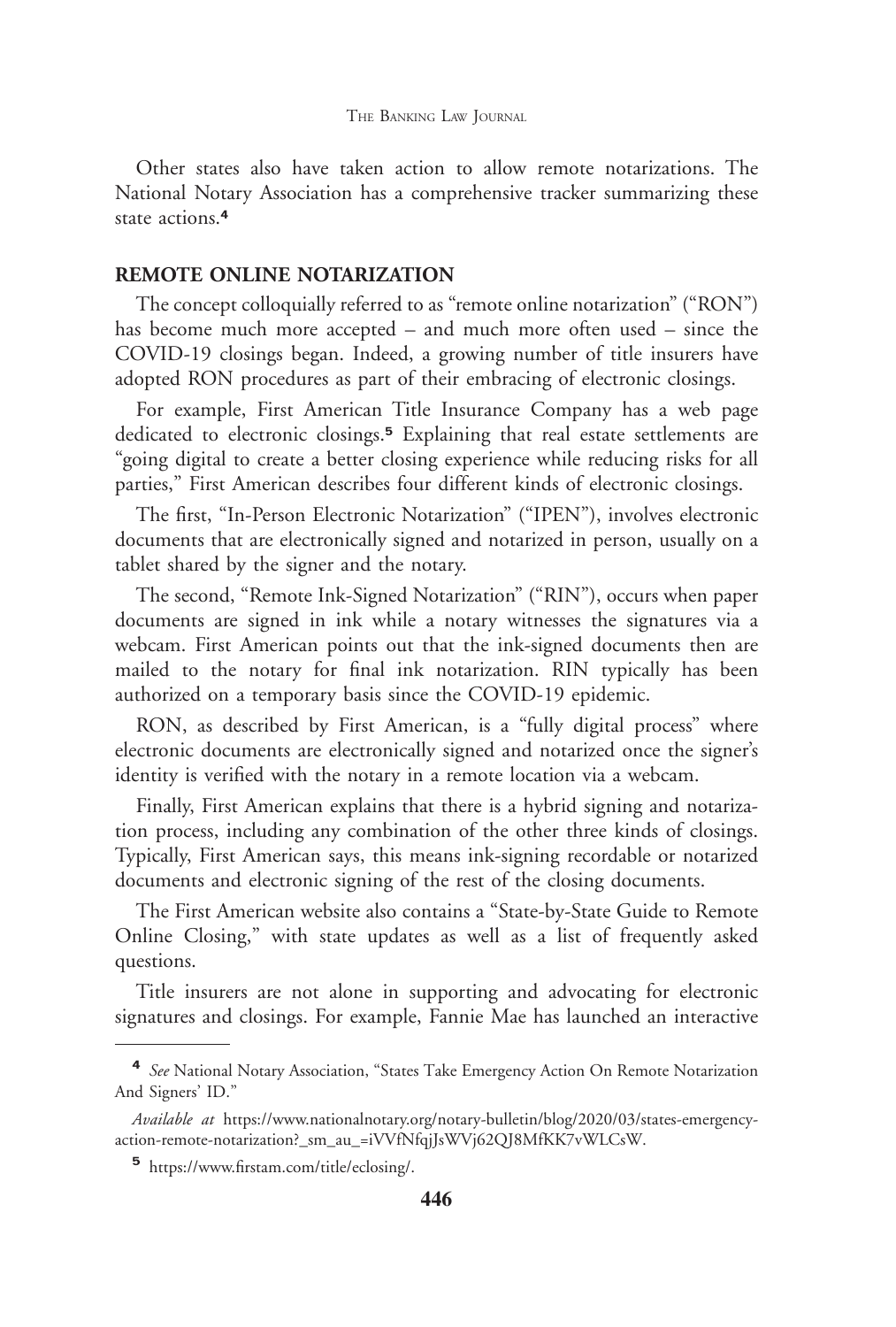Other states also have taken action to allow remote notarizations. The National Notary Association has a comprehensive tracker summarizing these state actions.[4]

## REMOTE ONLINE NOTARIZATION

The concept colloquially referred to as "remote online notarization" ("RON") has become much more accepted – and much more often used – since the COVID-19 closings began. Indeed, a growing number of title insurers have adopted RON procedures as part of their embracing of electronic closings.

For example, First American Title Insurance Company has a web page dedicated to electronic closings.[5] Explaining that real estate settlements are "going digital to create a better closing experience while reducing risks for all parties," First American describes four different kinds of electronic closings.

The first, "In-Person Electronic Notarization" ("IPEN"), involves electronic documents that are electronically signed and notarized in person, usually on a tablet shared by the signer and the notary.

The second, "Remote Ink-Signed Notarization" ("RIN"), occurs when paper documents are signed in ink while a notary witnesses the signatures via a webcam. First American points out that the ink-signed documents then are mailed to the notary for final ink notarization. RIN typically has been authorized on a temporary basis since the COVID-19 epidemic.

RON, as described by First American, is a "fully digital process" where electronic documents are electronically signed and notarized once the signer's identity is verified with the notary in a remote location via a webcam.

Finally, First American explains that there is a hybrid signing and notarization process, including any combination of the other three kinds of closings. Typically, First American says, this means ink-signing recordable or notarized documents and electronic signing of the rest of the closing documents.

The First American website also contains a "State-by-State Guide to Remote Online Closing," with state updates as well as a list of frequently asked questions.

Title insurers are not alone in supporting and advocating for electronic signatures and closings. For example, Fannie Mae has launched an interactive

---

[4] *See* National Notary Association, "States Take Emergency Action On Remote Notarization And Signers' ID."

*Available at* https://www.nationalnotary.org/notary-bulletin/blog/2020/03/states-emergency-action-remote-notarization?_sm_au_=iVVfNfqjJsWVj62QJ8MfKK7vWLCsW.

[5] https://www.firstam.com/title/eclosing/.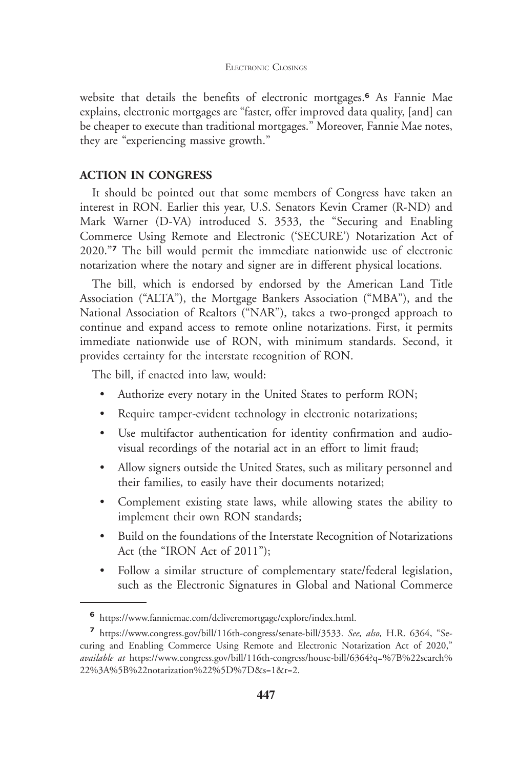website that details the benefits of electronic mortgages.[6] As Fannie Mae explains, electronic mortgages are "faster, offer improved data quality, [and] can be cheaper to execute than traditional mortgages." Moreover, Fannie Mae notes, they are "experiencing massive growth."

## ACTION IN CONGRESS

It should be pointed out that some members of Congress have taken an interest in RON. Earlier this year, U.S. Senators Kevin Cramer (R-ND) and Mark Warner (D-VA) introduced S. 3533, the "Securing and Enabling Commerce Using Remote and Electronic ('SECURE') Notarization Act of 2020."[7] The bill would permit the immediate nationwide use of electronic notarization where the notary and signer are in different physical locations.

The bill, which is endorsed by endorsed by the American Land Title Association ("ALTA"), the Mortgage Bankers Association ("MBA"), and the National Association of Realtors ("NAR"), takes a two-pronged approach to continue and expand access to remote online notarizations. First, it permits immediate nationwide use of RON, with minimum standards. Second, it provides certainty for the interstate recognition of RON.

The bill, if enacted into law, would:

- Authorize every notary in the United States to perform RON;
- Require tamper-evident technology in electronic notarizations;
- Use multifactor authentication for identity confirmation and audio-visual recordings of the notarial act in an effort to limit fraud;
- Allow signers outside the United States, such as military personnel and their families, to easily have their documents notarized;
- Complement existing state laws, while allowing states the ability to implement their own RON standards;
- Build on the foundations of the Interstate Recognition of Notarizations Act (the "IRON Act of 2011");
- Follow a similar structure of complementary state/federal legislation, such as the Electronic Signatures in Global and National Commerce

---

[6] https://www.fanniemae.com/deliveremortgage/explore/index.html.

[7] https://www.congress.gov/bill/116th-congress/senate-bill/3533. *See, also,* H.R. 6364, "Securing and Enabling Commerce Using Remote and Electronic Notarization Act of 2020," *available at* https://www.congress.gov/bill/116th-congress/house-bill/6364?q=%7B%22search%22%3A%5B%22notarization%22%5D%7D&s=1&r=2.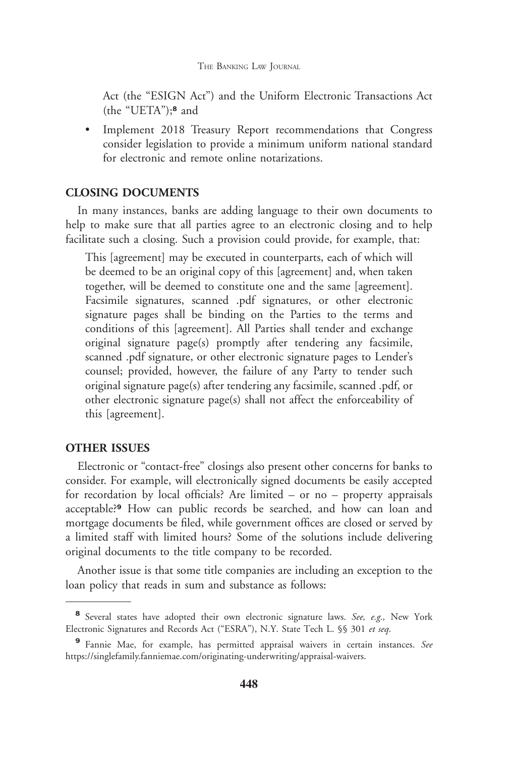Act (the "ESIGN Act") and the Uniform Electronic Transactions Act (the "UETA");[8] and

- Implement 2018 Treasury Report recommendations that Congress consider legislation to provide a minimum uniform national standard for electronic and remote online notarizations.

## CLOSING DOCUMENTS

In many instances, banks are adding language to their own documents to help to make sure that all parties agree to an electronic closing and to help facilitate such a closing. Such a provision could provide, for example, that:

> This [agreement] may be executed in counterparts, each of which will be deemed to be an original copy of this [agreement] and, when taken together, will be deemed to constitute one and the same [agreement]. Facsimile signatures, scanned .pdf signatures, or other electronic signature pages shall be binding on the Parties to the terms and conditions of this [agreement]. All Parties shall tender and exchange original signature page(s) promptly after tendering any facsimile, scanned .pdf signature, or other electronic signature pages to Lender's counsel; provided, however, the failure of any Party to tender such original signature page(s) after tendering any facsimile, scanned .pdf, or other electronic signature page(s) shall not affect the enforceability of this [agreement].

## OTHER ISSUES

Electronic or "contact-free" closings also present other concerns for banks to consider. For example, will electronically signed documents be easily accepted for recordation by local officials? Are limited – or no – property appraisals acceptable?[9] How can public records be searched, and how can loan and mortgage documents be filed, while government offices are closed or served by a limited staff with limited hours? Some of the solutions include delivering original documents to the title company to be recorded.

Another issue is that some title companies are including an exception to the loan policy that reads in sum and substance as follows:

---

[8] Several states have adopted their own electronic signature laws. *See, e.g.,* New York Electronic Signatures and Records Act ("ESRA"), N.Y. State Tech L. §§ 301 *et seq*.

[9] Fannie Mae, for example, has permitted appraisal waivers in certain instances. *See* https://singlefamily.fanniemae.com/originating-underwriting/appraisal-waivers.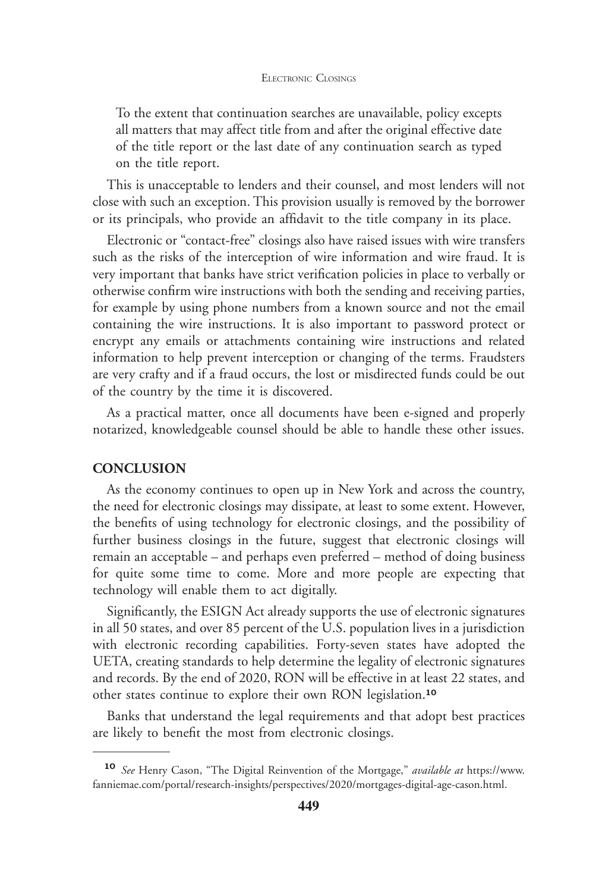> To the extent that continuation searches are unavailable, policy excepts all matters that may affect title from and after the original effective date of the title report or the last date of any continuation search as typed on the title report.

This is unacceptable to lenders and their counsel, and most lenders will not close with such an exception. This provision usually is removed by the borrower or its principals, who provide an affidavit to the title company in its place.

Electronic or "contact-free" closings also have raised issues with wire transfers such as the risks of the interception of wire information and wire fraud. It is very important that banks have strict verification policies in place to verbally or otherwise confirm wire instructions with both the sending and receiving parties, for example by using phone numbers from a known source and not the email containing the wire instructions. It is also important to password protect or encrypt any emails or attachments containing wire instructions and related information to help prevent interception or changing of the terms. Fraudsters are very crafty and if a fraud occurs, the lost or misdirected funds could be out of the country by the time it is discovered.

As a practical matter, once all documents have been e-signed and properly notarized, knowledgeable counsel should be able to handle these other issues.

## CONCLUSION

As the economy continues to open up in New York and across the country, the need for electronic closings may dissipate, at least to some extent. However, the benefits of using technology for electronic closings, and the possibility of further business closings in the future, suggest that electronic closings will remain an acceptable – and perhaps even preferred – method of doing business for quite some time to come. More and more people are expecting that technology will enable them to act digitally.

Significantly, the ESIGN Act already supports the use of electronic signatures in all 50 states, and over 85 percent of the U.S. population lives in a jurisdiction with electronic recording capabilities. Forty-seven states have adopted the UETA, creating standards to help determine the legality of electronic signatures and records. By the end of 2020, RON will be effective in at least 22 states, and other states continue to explore their own RON legislation.[10]

Banks that understand the legal requirements and that adopt best practices are likely to benefit the most from electronic closings.

---

[10] *See* Henry Cason, "The Digital Reinvention of the Mortgage," *available at* https://www.fanniemae.com/portal/research-insights/perspectives/2020/mortgages-digital-age-cason.html.